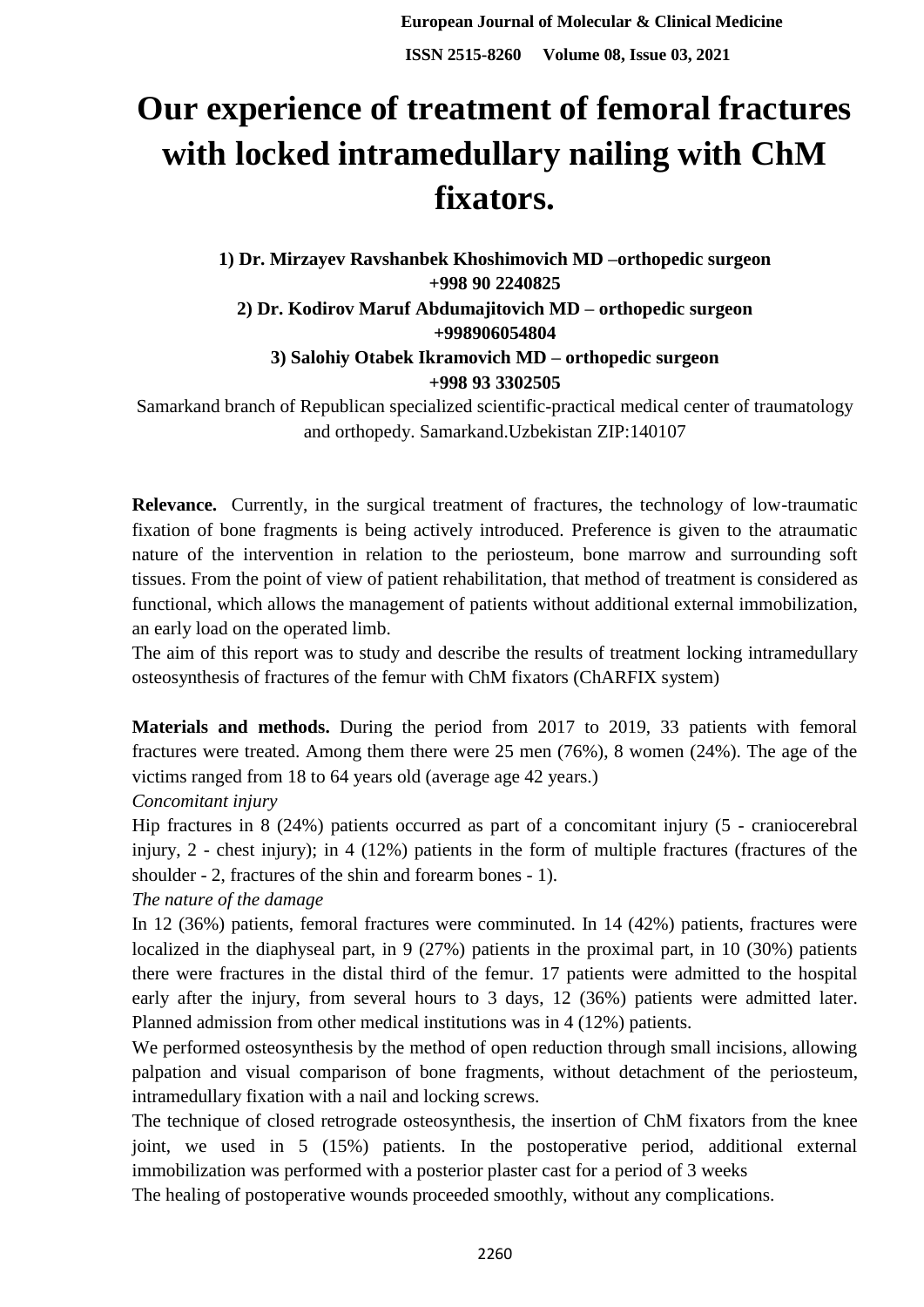# Our experience of treatment of femoral fractures with locked intramedullary nailing with ChM fixators.

**1) Dr. Mirzayev Ravshanbek Khoshimovich MD –orthopedic surgeon**
**+998 90 2240825**
**2) Dr. Kodirov Maruf Abdumajitovich MD – orthopedic surgeon**
**+998906054804**
**3) Salohiy Otabek Ikramovich MD – orthopedic surgeon**
**+998 93 3302505**

Samarkand branch of Republican specialized scientific-practical medical center of traumatology and orthopedy. Samarkand.Uzbekistan ZIP:140107

**Relevance.** Currently, in the surgical treatment of fractures, the technology of low-traumatic fixation of bone fragments is being actively introduced. Preference is given to the atraumatic nature of the intervention in relation to the periosteum, bone marrow and surrounding soft tissues. From the point of view of patient rehabilitation, that method of treatment is considered as functional, which allows the management of patients without additional external immobilization, an early load on the operated limb.

The aim of this report was to study and describe the results of treatment locking intramedullary osteosynthesis of fractures of the femur with ChM fixators (ChARFIX system)

**Materials and methods.** During the period from 2017 to 2019, 33 patients with femoral fractures were treated. Among them there were 25 men (76%), 8 women (24%). The age of the victims ranged from 18 to 64 years old (average age 42 years.)

*Concomitant injury*

Hip fractures in 8 (24%) patients occurred as part of a concomitant injury (5 - craniocerebral injury, 2 - chest injury); in 4 (12%) patients in the form of multiple fractures (fractures of the shoulder - 2, fractures of the shin and forearm bones - 1).

*The nature of the damage*

In 12 (36%) patients, femoral fractures were comminuted. In 14 (42%) patients, fractures were localized in the diaphyseal part, in 9 (27%) patients in the proximal part, in 10 (30%) patients there were fractures in the distal third of the femur. 17 patients were admitted to the hospital early after the injury, from several hours to 3 days, 12 (36%) patients were admitted later. Planned admission from other medical institutions was in 4 (12%) patients.

We performed osteosynthesis by the method of open reduction through small incisions, allowing palpation and visual comparison of bone fragments, without detachment of the periosteum, intramedullary fixation with a nail and locking screws.

The technique of closed retrograde osteosynthesis, the insertion of ChM fixators from the knee joint, we used in 5 (15%) patients. In the postoperative period, additional external immobilization was performed with a posterior plaster cast for a period of 3 weeks

The healing of postoperative wounds proceeded smoothly, without any complications.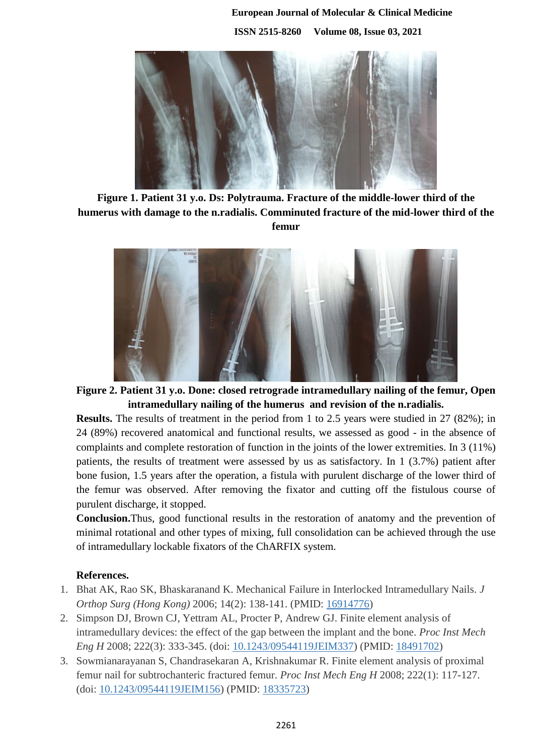**Figure 1. Patient 31 y.o. Ds: Polytrauma. Fracture of the middle-lower third of the humerus with damage to the n.radialis. Comminuted fracture of the mid-lower third of the femur**

**Figure 2. Patient 31 y.o. Done: closed retrograde intramedullary nailing of the femur, Open intramedullary nailing of the humerus and revision of the n.radialis.**

**Results.** The results of treatment in the period from 1 to 2.5 years were studied in 27 (82%); in 24 (89%) recovered anatomical and functional results, we assessed as good - in the absence of complaints and complete restoration of function in the joints of the lower extremities. In 3 (11%) patients, the results of treatment were assessed by us as satisfactory. In 1 (3.7%) patient after bone fusion, 1.5 years after the operation, a fistula with purulent discharge of the lower third of the femur was observed. After removing the fixator and cutting off the fistulous course of purulent discharge, it stopped.

**Conclusion.**Thus, good functional results in the restoration of anatomy and the prevention of minimal rotational and other types of mixing, full consolidation can be achieved through the use of intramedullary lockable fixators of the ChARFIX system.

## References.

1. Bhat AK, Rao SK, Bhaskaranand K. Mechanical Failure in Interlocked Intramedullary Nails. *J Orthop Surg (Hong Kong)* 2006; 14(2): 138-141. (PMID: 16914776)
2. Simpson DJ, Brown CJ, Yettram AL, Procter P, Andrew GJ. Finite element analysis of intramedullary devices: the effect of the gap between the implant and the bone. *Proc Inst Mech Eng H* 2008; 222(3): 333-345. (doi: 10.1243/09544119JEIM337) (PMID: 18491702)
3. Sowmianarayanan S, Chandrasekaran A, Krishnakumar R. Finite element analysis of proximal femur nail for subtrochanteric fractured femur. *Proc Inst Mech Eng H* 2008; 222(1): 117-127. (doi: 10.1243/09544119JEIM156) (PMID: 18335723)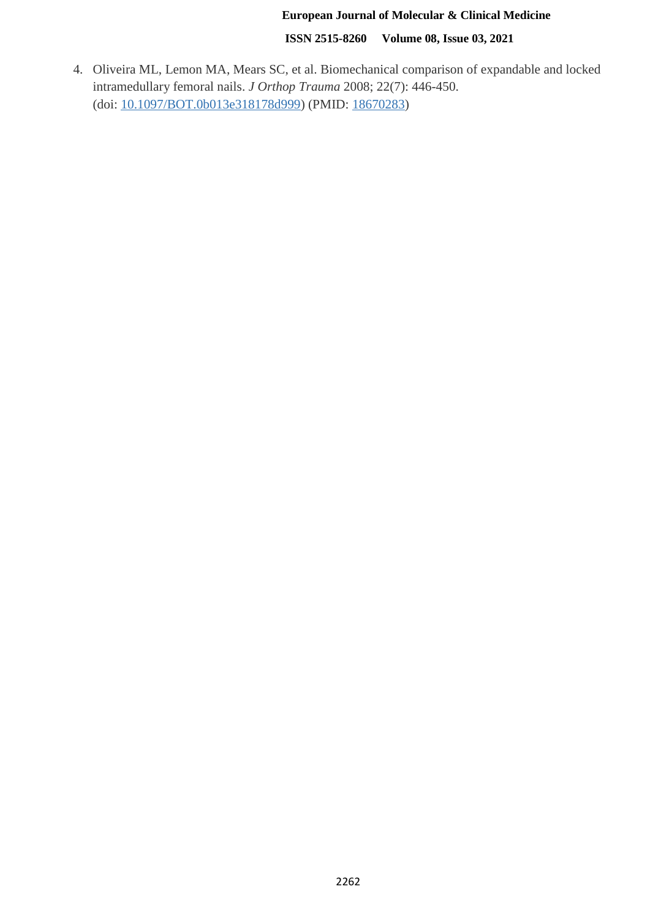4. Oliveira ML, Lemon MA, Mears SC, et al. Biomechanical comparison of expandable and locked intramedullary femoral nails. *J Orthop Trauma* 2008; 22(7): 446-450. (doi: 10.1097/BOT.0b013e318178d999) (PMID: 18670283)